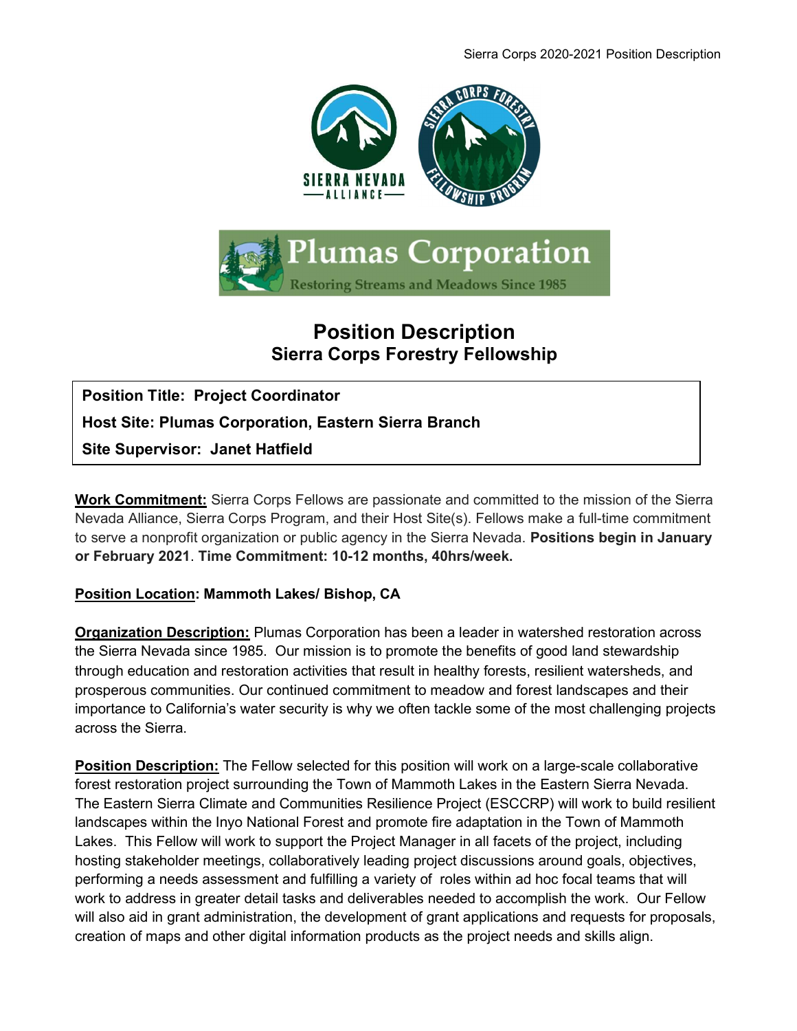# Position Description

## Sierra Corps Forestry Fellowship

**Position Title: Project Coordinator**

**Host Site: Plumas Corporation, Eastern Sierra Branch**

**Site Supervisor: Janet Hatfield**

**Work Commitment:** Sierra Corps Fellows are passionate and committed to the mission of the Sierra Nevada Alliance, Sierra Corps Program, and their Host Site(s). Fellows make a full-time commitment to serve a nonprofit organization or public agency in the Sierra Nevada. **Positions begin in January or February 2021**. **Time Commitment: 10-12 months, 40hrs/week.**

**Position Location: Mammoth Lakes/ Bishop, CA**

**Organization Description:** Plumas Corporation has been a leader in watershed restoration across the Sierra Nevada since 1985. Our mission is to promote the benefits of good land stewardship through education and restoration activities that result in healthy forests, resilient watersheds, and prosperous communities. Our continued commitment to meadow and forest landscapes and their importance to California's water security is why we often tackle some of the most challenging projects across the Sierra.

**Position Description:** The Fellow selected for this position will work on a large-scale collaborative forest restoration project surrounding the Town of Mammoth Lakes in the Eastern Sierra Nevada. The Eastern Sierra Climate and Communities Resilience Project (ESCCRP) will work to build resilient landscapes within the Inyo National Forest and promote fire adaptation in the Town of Mammoth Lakes. This Fellow will work to support the Project Manager in all facets of the project, including hosting stakeholder meetings, collaboratively leading project discussions around goals, objectives, performing a needs assessment and fulfilling a variety of roles within ad hoc focal teams that will work to address in greater detail tasks and deliverables needed to accomplish the work. Our Fellow will also aid in grant administration, the development of grant applications and requests for proposals, creation of maps and other digital information products as the project needs and skills align.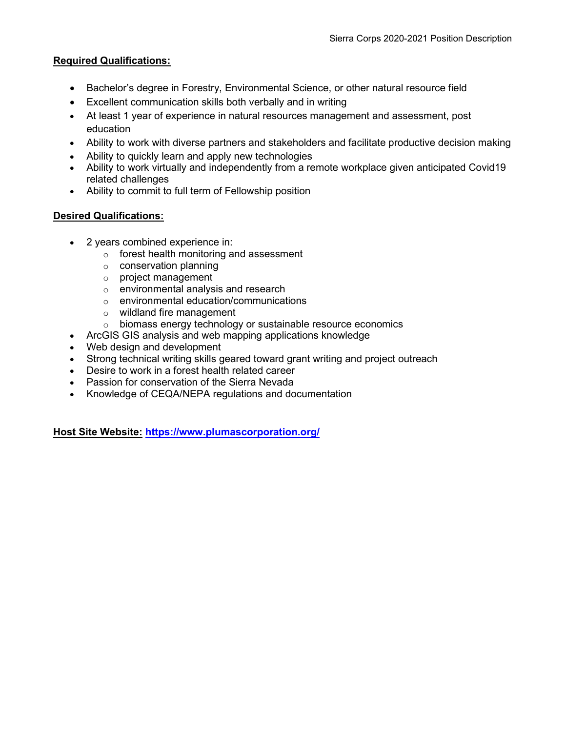**Required Qualifications:**

- Bachelor's degree in Forestry, Environmental Science, or other natural resource field
- Excellent communication skills both verbally and in writing
- At least 1 year of experience in natural resources management and assessment, post education
- Ability to work with diverse partners and stakeholders and facilitate productive decision making
- Ability to quickly learn and apply new technologies
- Ability to work virtually and independently from a remote workplace given anticipated Covid19 related challenges
- Ability to commit to full term of Fellowship position

**Desired Qualifications:**

- 2 years combined experience in:
  - forest health monitoring and assessment
  - conservation planning
  - project management
  - environmental analysis and research
  - environmental education/communications
  - wildland fire management
  - biomass energy technology or sustainable resource economics
- ArcGIS GIS analysis and web mapping applications knowledge
- Web design and development
- Strong technical writing skills geared toward grant writing and project outreach
- Desire to work in a forest health related career
- Passion for conservation of the Sierra Nevada
- Knowledge of CEQA/NEPA regulations and documentation

**Host Site Website:** **https://www.plumascorporation.org/**